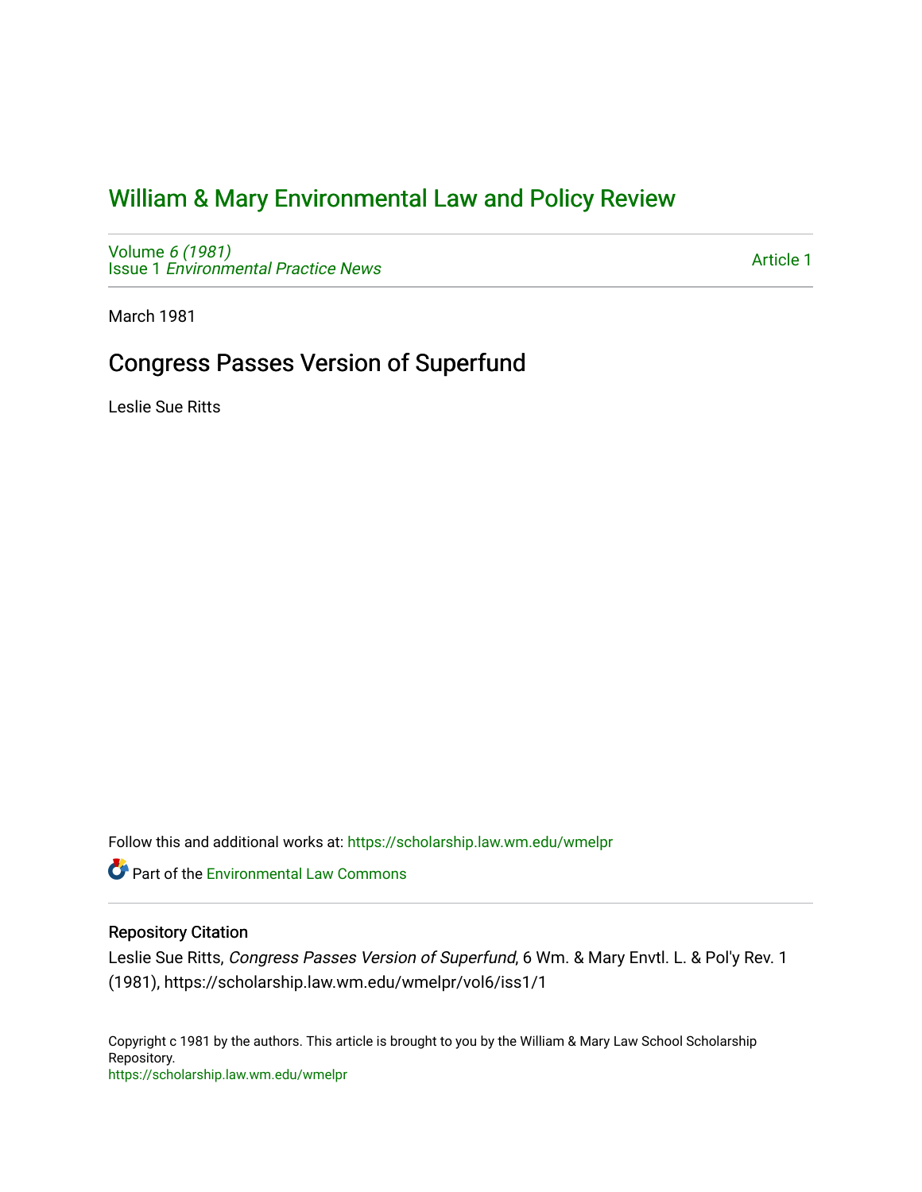# William & Mary Environmental Law and Policy Review

Volume *6 (1981)*
Issue 1 *Environmental Practice News*

Article 1

March 1981

## Congress Passes Version of Superfund

Leslie Sue Ritts

Follow this and additional works at: https://scholarship.law.wm.edu/wmelpr

Part of the Environmental Law Commons

### Repository Citation

Leslie Sue Ritts, *Congress Passes Version of Superfund*, 6 Wm. & Mary Envtl. L. & Pol'y Rev. 1 (1981), https://scholarship.law.wm.edu/wmelpr/vol6/iss1/1

Copyright c 1981 by the authors. This article is brought to you by the William & Mary Law School Scholarship Repository.
https://scholarship.law.wm.edu/wmelpr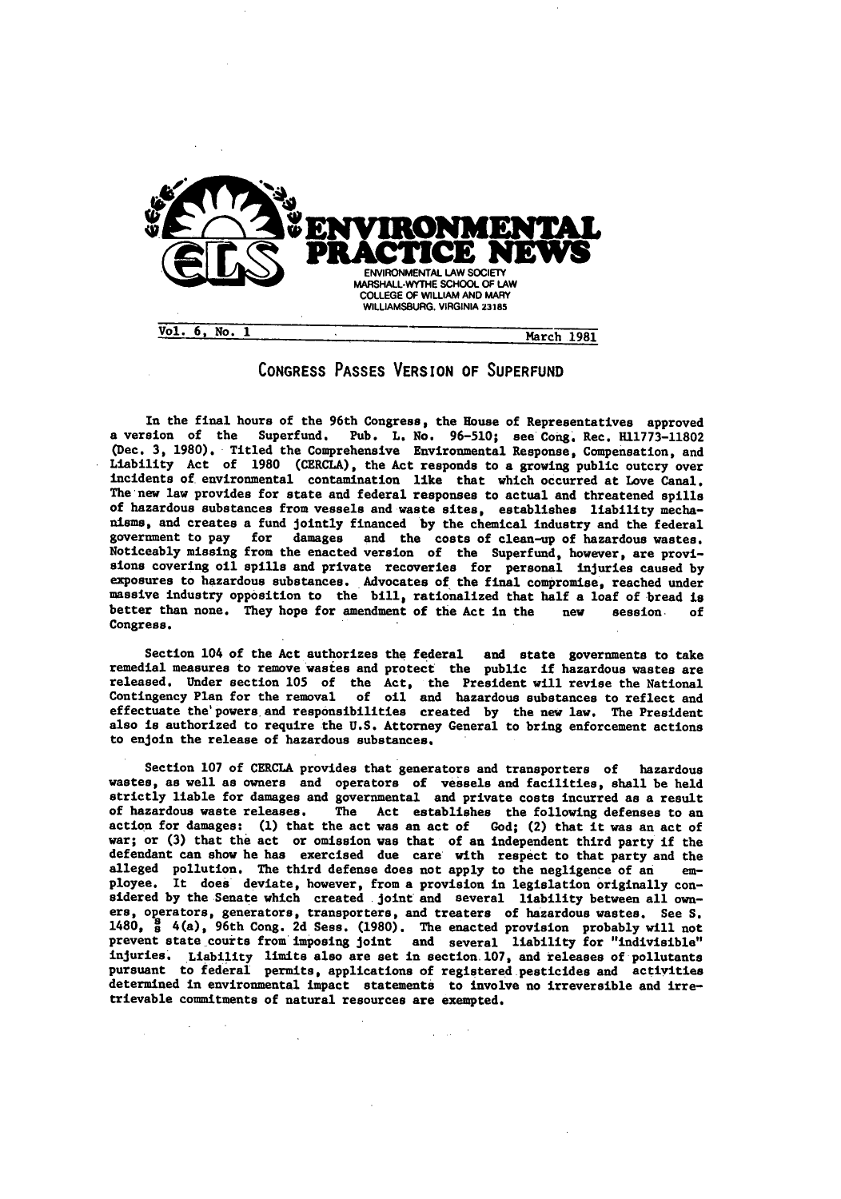# ENVIRONMENTAL PRACTICE NEWS

ENVIRONMENTAL LAW SOCIETY
MARSHALL-WYTHE SCHOOL OF LAW
COLLEGE OF WILLIAM AND MARY
WILLIAMSBURG, VIRGINIA 23185

Vol. 6, No. 1 — March 1981

## CONGRESS PASSES VERSION OF SUPERFUND

In the final hours of the 96th Congress, the House of Representatives approved a version of the Superfund. Pub. L. No. 96-510; see Cong. Rec. H11773-11802 (Dec. 3, 1980). Titled the Comprehensive Environmental Response, Compensation, and Liability Act of 1980 (CERCLA), the Act responds to a growing public outcry over incidents of environmental contamination like that which occurred at Love Canal. The new law provides for state and federal responses to actual and threatened spills of hazardous substances from vessels and waste sites, establishes liability mechanisms, and creates a fund jointly financed by the chemical industry and the federal government to pay for damages and the costs of clean-up of hazardous wastes. Noticeably missing from the enacted version of the Superfund, however, are provisions covering oil spills and private recoveries for personal injuries caused by exposures to hazardous substances. Advocates of the final compromise, reached under massive industry opposition to the bill, rationalized that half a loaf of bread is better than none. They hope for amendment of the Act in the new session of Congress.

Section 104 of the Act authorizes the federal and state governments to take remedial measures to remove wastes and protect the public if hazardous wastes are released. Under section 105 of the Act, the President will revise the National Contingency Plan for the removal of oil and hazardous substances to reflect and effectuate the powers and responsibilities created by the new law. The President also is authorized to require the U.S. Attorney General to bring enforcement actions to enjoin the release of hazardous substances.

Section 107 of CERCLA provides that generators and transporters of hazardous wastes, as well as owners and operators of vessels and facilities, shall be held strictly liable for damages and governmental and private costs incurred as a result of hazardous waste releases. The Act establishes the following defenses to an action for damages: (1) that the act was an act of God; (2) that it was an act of war; or (3) that the act or omission was that of an independent third party if the defendant can show he has exercised due care with respect to that party and the alleged pollution. The third defense does not apply to the negligence of an employee. It does deviate, however, from a provision in legislation originally considered by the Senate which created joint and several liability between all owners, operators, generators, transporters, and treaters of hazardous wastes. See S. 1480, § 4(a), 96th Cong. 2d Sess. (1980). The enacted provision probably will not prevent state courts from imposing joint and several liability for "indivisible" injuries. Liability limits also are set in section 107, and releases of pollutants pursuant to federal permits, applications of registered pesticides and activities determined in environmental impact statements to involve no irreversible and irretrievable commitments of natural resources are exempted.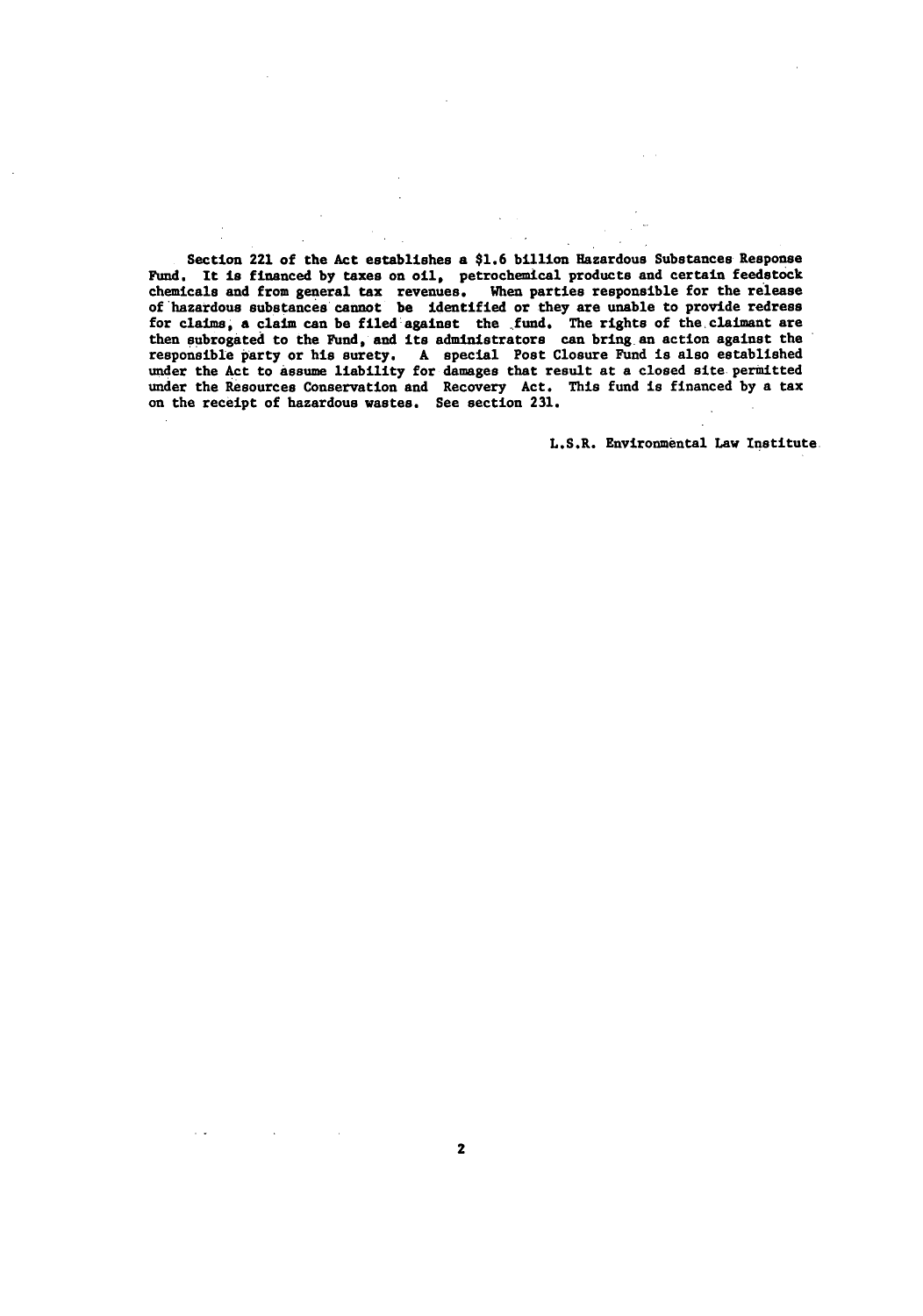Section 221 of the Act establishes a $1.6 billion Hazardous Substances Response Fund. It is financed by taxes on oil, petrochemical products and certain feedstock chemicals and from general tax revenues. When parties responsible for the release of hazardous substances cannot be identified or they are unable to provide redress for claims, a claim can be filed against the fund. The rights of the claimant are then subrogated to the Fund, and its administrators can bring an action against the responsible party or his surety. A special Post Closure Fund is also established under the Act to assume liability for damages that result at a closed site permitted under the Resources Conservation and Recovery Act. This fund is financed by a tax on the receipt of hazardous wastes. See section 231.

L.S.R. Environmental Law Institute